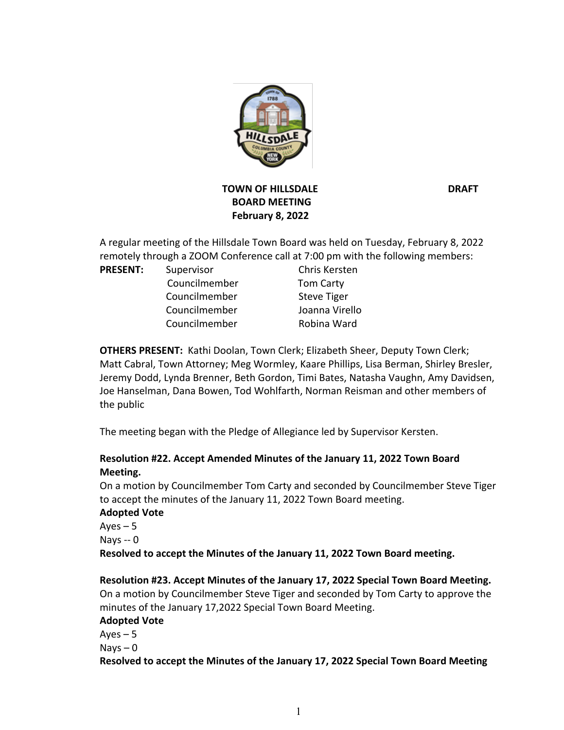# TOWN OF HILLSDALE
## BOARD MEETING
### February 8, 2022

**DRAFT**

A regular meeting of the Hillsdale Town Board was held on Tuesday, February 8, 2022 remotely through a ZOOM Conference call at 7:00 pm with the following members:

| **PRESENT:** | | |
|---|---|---|
| | Supervisor | Chris Kersten |
| | Councilmember | Tom Carty |
| | Councilmember | Steve Tiger |
| | Councilmember | Joanna Virello |
| | Councilmember | Robina Ward |

**OTHERS PRESENT:** Kathi Doolan, Town Clerk; Elizabeth Sheer, Deputy Town Clerk; Matt Cabral, Town Attorney; Meg Wormley, Kaare Phillips, Lisa Berman, Shirley Bresler, Jeremy Dodd, Lynda Brenner, Beth Gordon, Timi Bates, Natasha Vaughn, Amy Davidsen, Joe Hanselman, Dana Bowen, Tod Wohlfarth, Norman Reisman and other members of the public

The meeting began with the Pledge of Allegiance led by Supervisor Kersten.

**Resolution #22. Accept Amended Minutes of the January 11, 2022 Town Board Meeting.**

On a motion by Councilmember Tom Carty and seconded by Councilmember Steve Tiger to accept the minutes of the January 11, 2022 Town Board meeting.

**Adopted Vote**

Ayes – 5

Nays -- 0

**Resolved to accept the Minutes of the January 11, 2022 Town Board meeting.**

**Resolution #23. Accept Minutes of the January 17, 2022 Special Town Board Meeting.**

On a motion by Councilmember Steve Tiger and seconded by Tom Carty to approve the minutes of the January 17,2022 Special Town Board Meeting.

**Adopted Vote**

Ayes – 5

Nays – 0

**Resolved to accept the Minutes of the January 17, 2022 Special Town Board Meeting**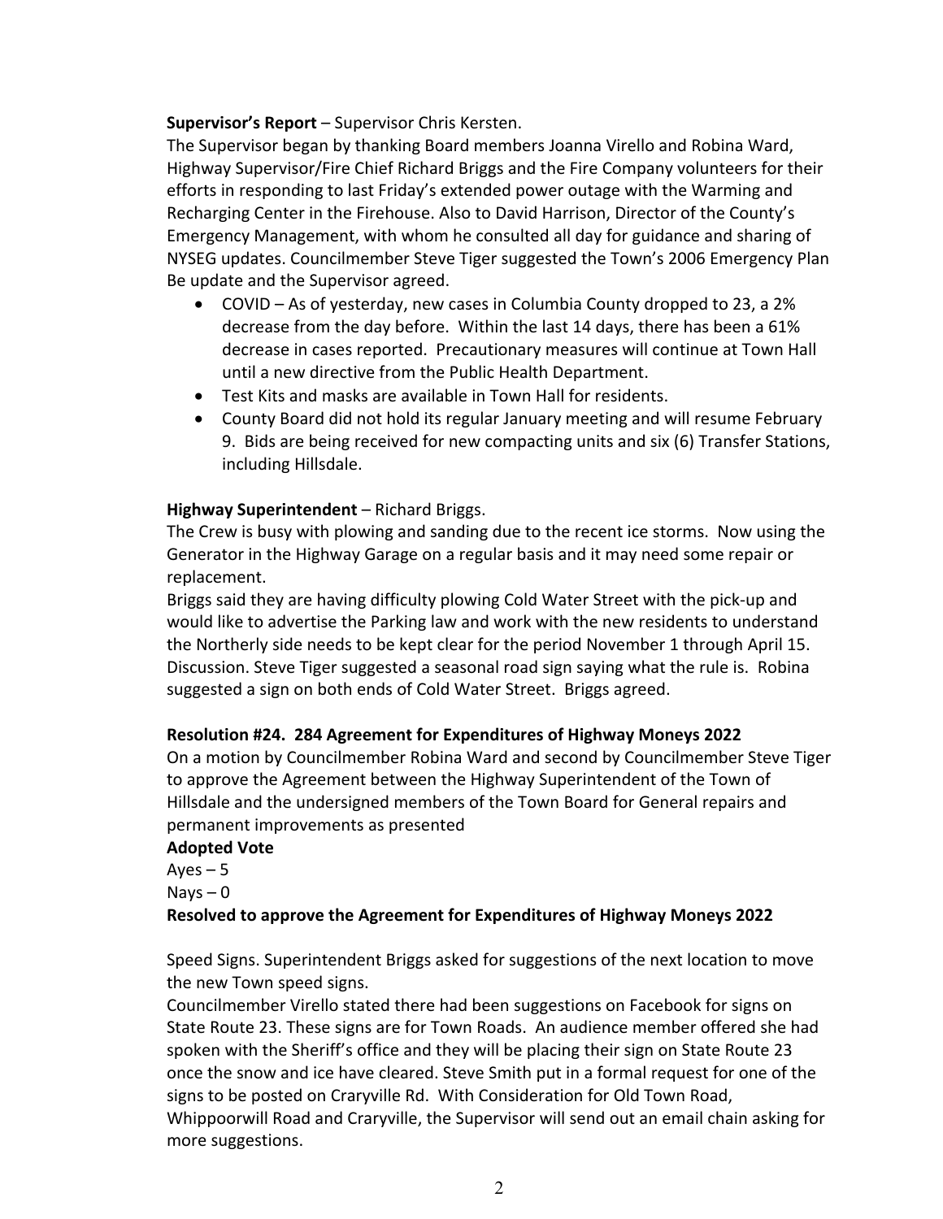**Supervisor's Report** – Supervisor Chris Kersten.

The Supervisor began by thanking Board members Joanna Virello and Robina Ward, Highway Supervisor/Fire Chief Richard Briggs and the Fire Company volunteers for their efforts in responding to last Friday's extended power outage with the Warming and Recharging Center in the Firehouse. Also to David Harrison, Director of the County's Emergency Management, with whom he consulted all day for guidance and sharing of NYSEG updates. Councilmember Steve Tiger suggested the Town's 2006 Emergency Plan Be update and the Supervisor agreed.

- COVID – As of yesterday, new cases in Columbia County dropped to 23, a 2% decrease from the day before. Within the last 14 days, there has been a 61% decrease in cases reported. Precautionary measures will continue at Town Hall until a new directive from the Public Health Department.
- Test Kits and masks are available in Town Hall for residents.
- County Board did not hold its regular January meeting and will resume February 9. Bids are being received for new compacting units and six (6) Transfer Stations, including Hillsdale.

**Highway Superintendent** – Richard Briggs.

The Crew is busy with plowing and sanding due to the recent ice storms. Now using the Generator in the Highway Garage on a regular basis and it may need some repair or replacement.

Briggs said they are having difficulty plowing Cold Water Street with the pick-up and would like to advertise the Parking law and work with the new residents to understand the Northerly side needs to be kept clear for the period November 1 through April 15. Discussion. Steve Tiger suggested a seasonal road sign saying what the rule is. Robina suggested a sign on both ends of Cold Water Street. Briggs agreed.

**Resolution #24. 284 Agreement for Expenditures of Highway Moneys 2022**

On a motion by Councilmember Robina Ward and second by Councilmember Steve Tiger to approve the Agreement between the Highway Superintendent of the Town of Hillsdale and the undersigned members of the Town Board for General repairs and permanent improvements as presented

**Adopted Vote**

Ayes – 5

Nays – 0

**Resolved to approve the Agreement for Expenditures of Highway Moneys 2022**

Speed Signs. Superintendent Briggs asked for suggestions of the next location to move the new Town speed signs.

Councilmember Virello stated there had been suggestions on Facebook for signs on State Route 23. These signs are for Town Roads. An audience member offered she had spoken with the Sheriff's office and they will be placing their sign on State Route 23 once the snow and ice have cleared. Steve Smith put in a formal request for one of the signs to be posted on Craryville Rd. With Consideration for Old Town Road, Whippoorwill Road and Craryville, the Supervisor will send out an email chain asking for more suggestions.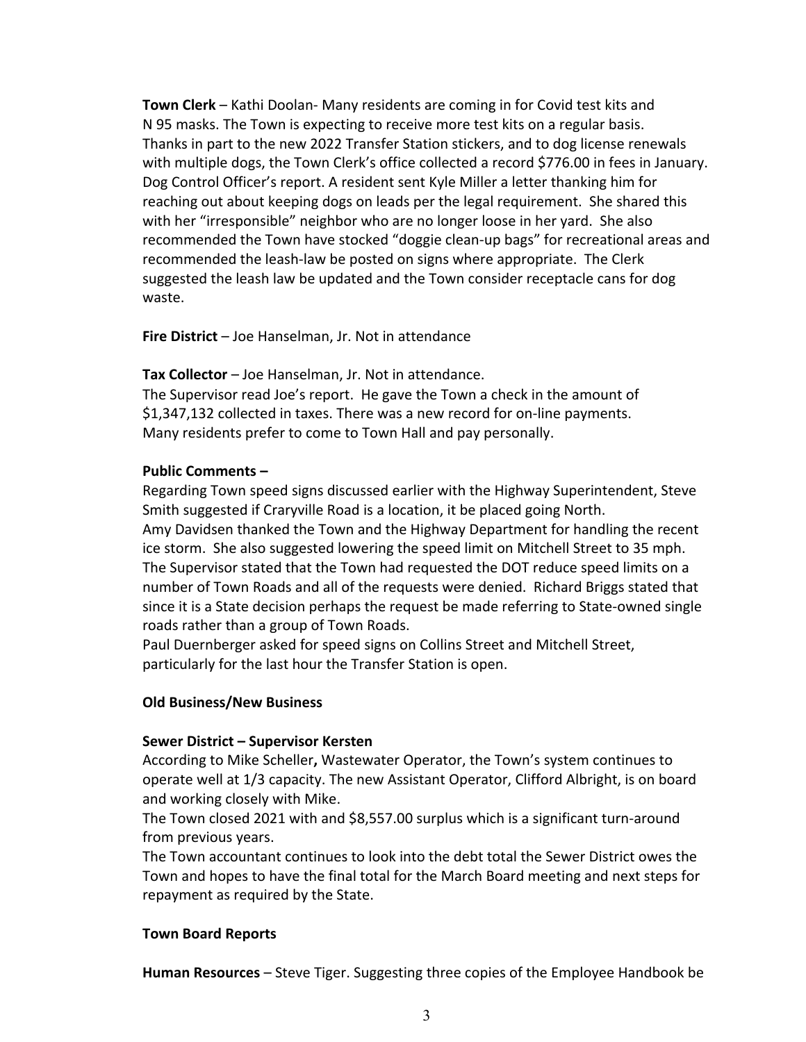**Town Clerk** – Kathi Doolan- Many residents are coming in for Covid test kits and N 95 masks. The Town is expecting to receive more test kits on a regular basis. Thanks in part to the new 2022 Transfer Station stickers, and to dog license renewals with multiple dogs, the Town Clerk's office collected a record $776.00 in fees in January. Dog Control Officer's report. A resident sent Kyle Miller a letter thanking him for reaching out about keeping dogs on leads per the legal requirement. She shared this with her "irresponsible" neighbor who are no longer loose in her yard. She also recommended the Town have stocked "doggie clean-up bags" for recreational areas and recommended the leash-law be posted on signs where appropriate. The Clerk suggested the leash law be updated and the Town consider receptacle cans for dog waste.

**Fire District** – Joe Hanselman, Jr. Not in attendance

**Tax Collector** – Joe Hanselman, Jr. Not in attendance.
The Supervisor read Joe's report. He gave the Town a check in the amount of $1,347,132 collected in taxes. There was a new record for on-line payments. Many residents prefer to come to Town Hall and pay personally.

**Public Comments –**

Regarding Town speed signs discussed earlier with the Highway Superintendent, Steve Smith suggested if Craryville Road is a location, it be placed going North.
Amy Davidsen thanked the Town and the Highway Department for handling the recent ice storm. She also suggested lowering the speed limit on Mitchell Street to 35 mph. The Supervisor stated that the Town had requested the DOT reduce speed limits on a number of Town Roads and all of the requests were denied. Richard Briggs stated that since it is a State decision perhaps the request be made referring to State-owned single roads rather than a group of Town Roads.
Paul Duernberger asked for speed signs on Collins Street and Mitchell Street, particularly for the last hour the Transfer Station is open.

**Old Business/New Business**

**Sewer District – Supervisor Kersten**

According to Mike Scheller**,** Wastewater Operator, the Town's system continues to operate well at 1/3 capacity. The new Assistant Operator, Clifford Albright, is on board and working closely with Mike.
The Town closed 2021 with and $8,557.00 surplus which is a significant turn-around from previous years.
The Town accountant continues to look into the debt total the Sewer District owes the Town and hopes to have the final total for the March Board meeting and next steps for repayment as required by the State.

**Town Board Reports**

**Human Resources** – Steve Tiger. Suggesting three copies of the Employee Handbook be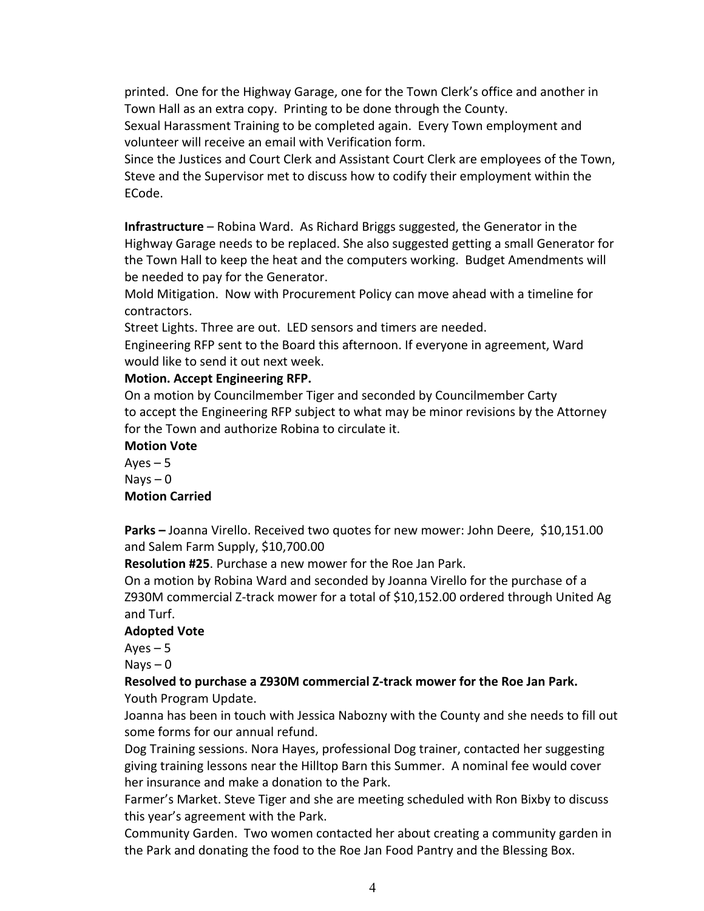printed. One for the Highway Garage, one for the Town Clerk's office and another in Town Hall as an extra copy. Printing to be done through the County.
Sexual Harassment Training to be completed again. Every Town employment and volunteer will receive an email with Verification form.
Since the Justices and Court Clerk and Assistant Court Clerk are employees of the Town, Steve and the Supervisor met to discuss how to codify their employment within the ECode.

**Infrastructure** – Robina Ward. As Richard Briggs suggested, the Generator in the Highway Garage needs to be replaced. She also suggested getting a small Generator for the Town Hall to keep the heat and the computers working. Budget Amendments will be needed to pay for the Generator.
Mold Mitigation. Now with Procurement Policy can move ahead with a timeline for contractors.
Street Lights. Three are out. LED sensors and timers are needed.
Engineering RFP sent to the Board this afternoon. If everyone in agreement, Ward would like to send it out next week.

**Motion. Accept Engineering RFP.**
On a motion by Councilmember Tiger and seconded by Councilmember Carty to accept the Engineering RFP subject to what may be minor revisions by the Attorney for the Town and authorize Robina to circulate it.

**Motion Vote**
Ayes – 5
Nays – 0
**Motion Carried**

**Parks –** Joanna Virello. Received two quotes for new mower: John Deere, $10,151.00 and Salem Farm Supply, $10,700.00

**Resolution #25**. Purchase a new mower for the Roe Jan Park.
On a motion by Robina Ward and seconded by Joanna Virello for the purchase of a Z930M commercial Z-track mower for a total of $10,152.00 ordered through United Ag and Turf.

**Adopted Vote**
Ayes – 5
Nays – 0

**Resolved to purchase a Z930M commercial Z-track mower for the Roe Jan Park.**
Youth Program Update.
Joanna has been in touch with Jessica Nabozny with the County and she needs to fill out some forms for our annual refund.
Dog Training sessions. Nora Hayes, professional Dog trainer, contacted her suggesting giving training lessons near the Hilltop Barn this Summer. A nominal fee would cover her insurance and make a donation to the Park.
Farmer's Market. Steve Tiger and she are meeting scheduled with Ron Bixby to discuss this year's agreement with the Park.
Community Garden. Two women contacted her about creating a community garden in the Park and donating the food to the Roe Jan Food Pantry and the Blessing Box.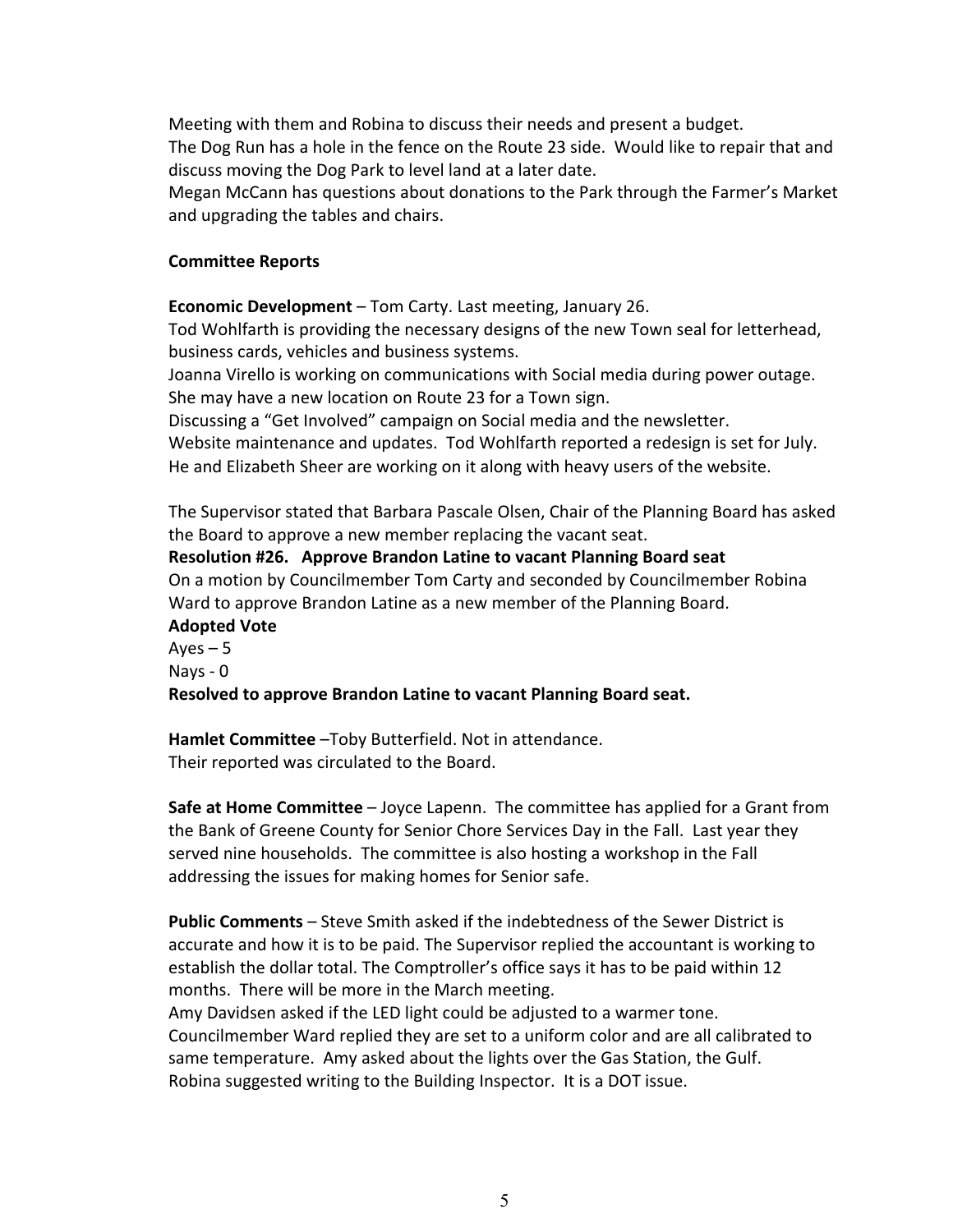Meeting with them and Robina to discuss their needs and present a budget.
The Dog Run has a hole in the fence on the Route 23 side. Would like to repair that and discuss moving the Dog Park to level land at a later date.
Megan McCann has questions about donations to the Park through the Farmer's Market and upgrading the tables and chairs.

**Committee Reports**

**Economic Development** – Tom Carty. Last meeting, January 26.
Tod Wohlfarth is providing the necessary designs of the new Town seal for letterhead, business cards, vehicles and business systems.
Joanna Virello is working on communications with Social media during power outage. She may have a new location on Route 23 for a Town sign.
Discussing a "Get Involved" campaign on Social media and the newsletter.
Website maintenance and updates. Tod Wohlfarth reported a redesign is set for July. He and Elizabeth Sheer are working on it along with heavy users of the website.

The Supervisor stated that Barbara Pascale Olsen, Chair of the Planning Board has asked the Board to approve a new member replacing the vacant seat.
**Resolution #26. Approve Brandon Latine to vacant Planning Board seat**
On a motion by Councilmember Tom Carty and seconded by Councilmember Robina Ward to approve Brandon Latine as a new member of the Planning Board.
**Adopted Vote**
Ayes – 5
Nays - 0
**Resolved to approve Brandon Latine to vacant Planning Board seat.**

**Hamlet Committee** –Toby Butterfield. Not in attendance.
Their reported was circulated to the Board.

**Safe at Home Committee** – Joyce Lapenn. The committee has applied for a Grant from the Bank of Greene County for Senior Chore Services Day in the Fall. Last year they served nine households. The committee is also hosting a workshop in the Fall addressing the issues for making homes for Senior safe.

**Public Comments** – Steve Smith asked if the indebtedness of the Sewer District is accurate and how it is to be paid. The Supervisor replied the accountant is working to establish the dollar total. The Comptroller's office says it has to be paid within 12 months. There will be more in the March meeting.
Amy Davidsen asked if the LED light could be adjusted to a warmer tone. Councilmember Ward replied they are set to a uniform color and are all calibrated to same temperature. Amy asked about the lights over the Gas Station, the Gulf. Robina suggested writing to the Building Inspector. It is a DOT issue.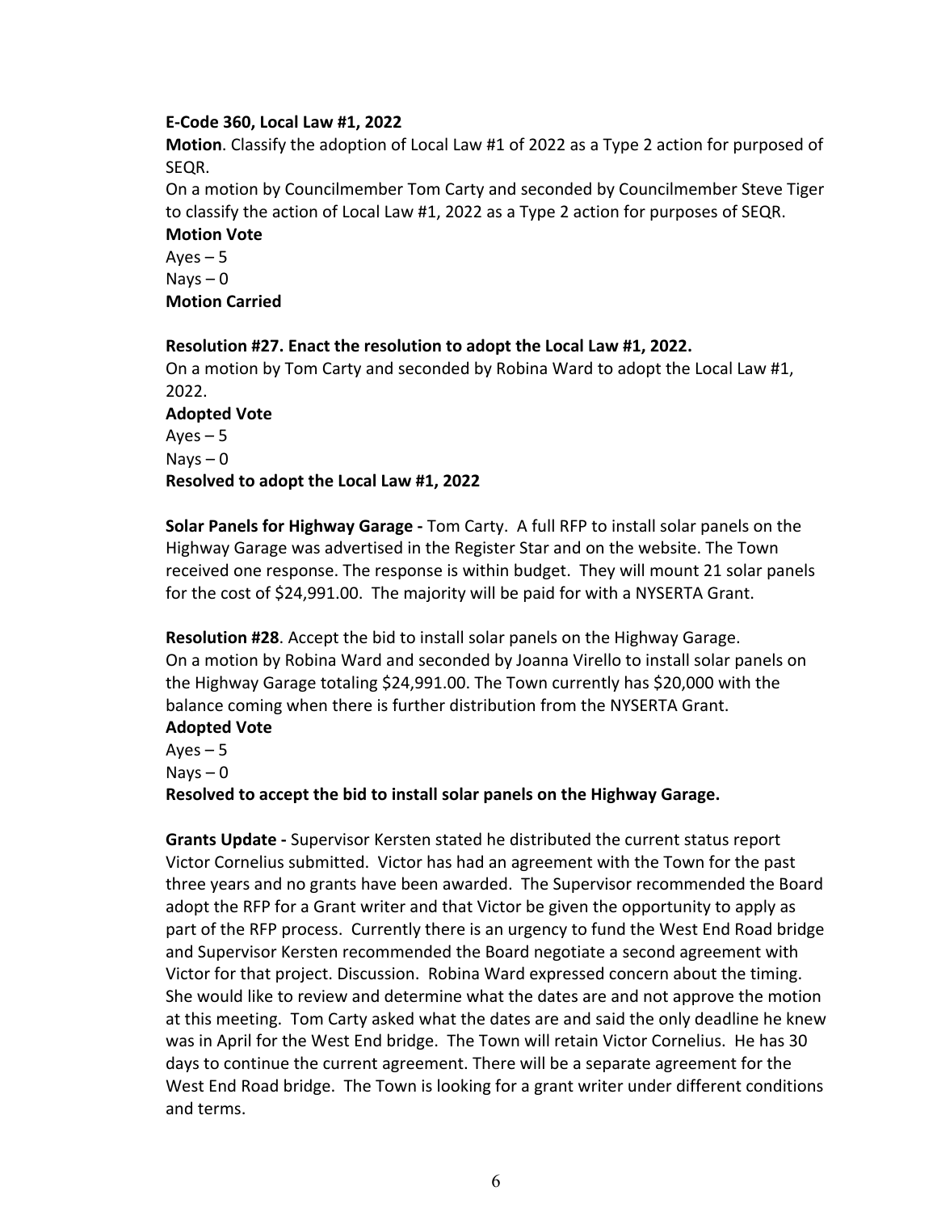**E-Code 360, Local Law #1, 2022**

**Motion**. Classify the adoption of Local Law #1 of 2022 as a Type 2 action for purposed of SEQR.

On a motion by Councilmember Tom Carty and seconded by Councilmember Steve Tiger to classify the action of Local Law #1, 2022 as a Type 2 action for purposes of SEQR.

**Motion Vote**

Ayes – 5

Nays – 0

**Motion Carried**

**Resolution #27. Enact the resolution to adopt the Local Law #1, 2022.**

On a motion by Tom Carty and seconded by Robina Ward to adopt the Local Law #1, 2022.

**Adopted Vote**

Ayes – 5

Nays – 0

**Resolved to adopt the Local Law #1, 2022**

**Solar Panels for Highway Garage -** Tom Carty. A full RFP to install solar panels on the Highway Garage was advertised in the Register Star and on the website. The Town received one response. The response is within budget. They will mount 21 solar panels for the cost of $24,991.00. The majority will be paid for with a NYSERTA Grant.

**Resolution #28**. Accept the bid to install solar panels on the Highway Garage.

On a motion by Robina Ward and seconded by Joanna Virello to install solar panels on the Highway Garage totaling $24,991.00. The Town currently has $20,000 with the balance coming when there is further distribution from the NYSERTA Grant.

**Adopted Vote**

Ayes – 5

Nays – 0

**Resolved to accept the bid to install solar panels on the Highway Garage.**

**Grants Update -** Supervisor Kersten stated he distributed the current status report Victor Cornelius submitted. Victor has had an agreement with the Town for the past three years and no grants have been awarded. The Supervisor recommended the Board adopt the RFP for a Grant writer and that Victor be given the opportunity to apply as part of the RFP process. Currently there is an urgency to fund the West End Road bridge and Supervisor Kersten recommended the Board negotiate a second agreement with Victor for that project. Discussion. Robina Ward expressed concern about the timing. She would like to review and determine what the dates are and not approve the motion at this meeting. Tom Carty asked what the dates are and said the only deadline he knew was in April for the West End bridge. The Town will retain Victor Cornelius. He has 30 days to continue the current agreement. There will be a separate agreement for the West End Road bridge. The Town is looking for a grant writer under different conditions and terms.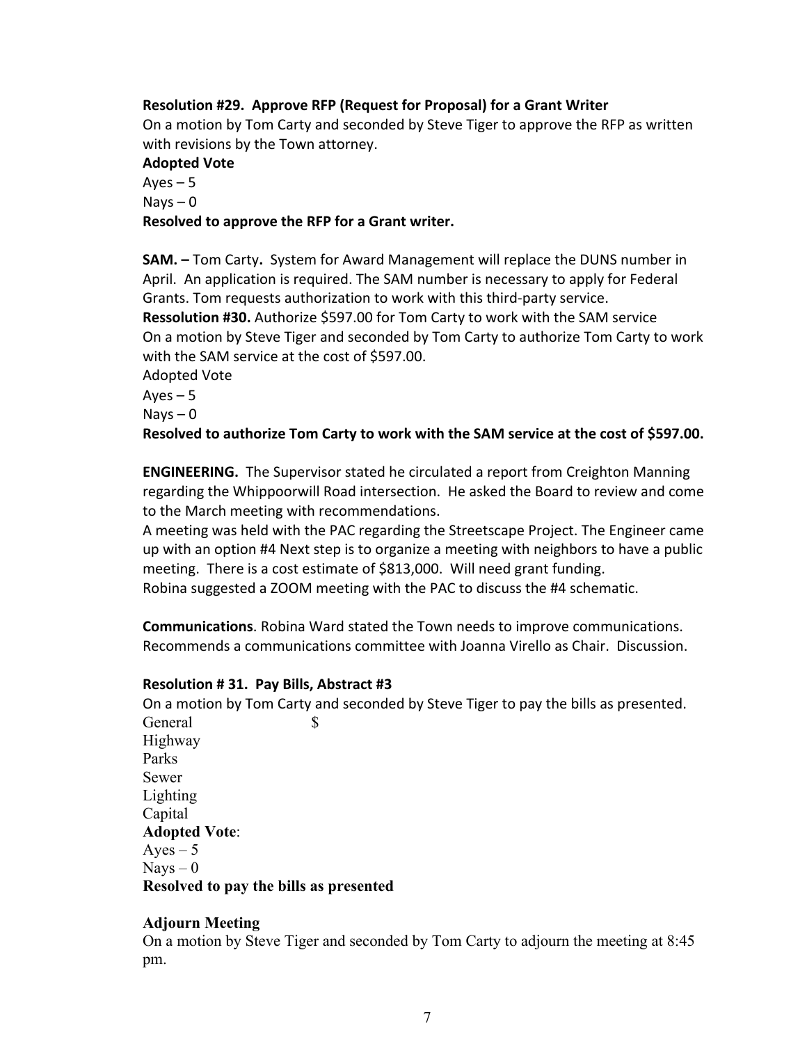**Resolution #29. Approve RFP (Request for Proposal) for a Grant Writer**
On a motion by Tom Carty and seconded by Steve Tiger to approve the RFP as written with revisions by the Town attorney.
**Adopted Vote**
Ayes – 5
Nays – 0
**Resolved to approve the RFP for a Grant writer.**

**SAM. –** Tom Carty**.** System for Award Management will replace the DUNS number in April. An application is required. The SAM number is necessary to apply for Federal Grants. Tom requests authorization to work with this third-party service.
**Ressolution #30.** Authorize $597.00 for Tom Carty to work with the SAM service
On a motion by Steve Tiger and seconded by Tom Carty to authorize Tom Carty to work with the SAM service at the cost of $597.00.
Adopted Vote
Ayes – 5
Nays – 0
**Resolved to authorize Tom Carty to work with the SAM service at the cost of $597.00.**

**ENGINEERING.** The Supervisor stated he circulated a report from Creighton Manning regarding the Whippoorwill Road intersection. He asked the Board to review and come to the March meeting with recommendations.
A meeting was held with the PAC regarding the Streetscape Project. The Engineer came up with an option #4 Next step is to organize a meeting with neighbors to have a public meeting. There is a cost estimate of $813,000. Will need grant funding.
Robina suggested a ZOOM meeting with the PAC to discuss the #4 schematic.

**Communications**. Robina Ward stated the Town needs to improve communications. Recommends a communications committee with Joanna Virello as Chair. Discussion.

**Resolution # 31. Pay Bills, Abstract #3**
On a motion by Tom Carty and seconded by Steve Tiger to pay the bills as presented.
General $
Highway
Parks
Sewer
Lighting
Capital
**Adopted Vote**:
Ayes – 5
Nays – 0
**Resolved to pay the bills as presented**

**Adjourn Meeting**
On a motion by Steve Tiger and seconded by Tom Carty to adjourn the meeting at 8:45 pm.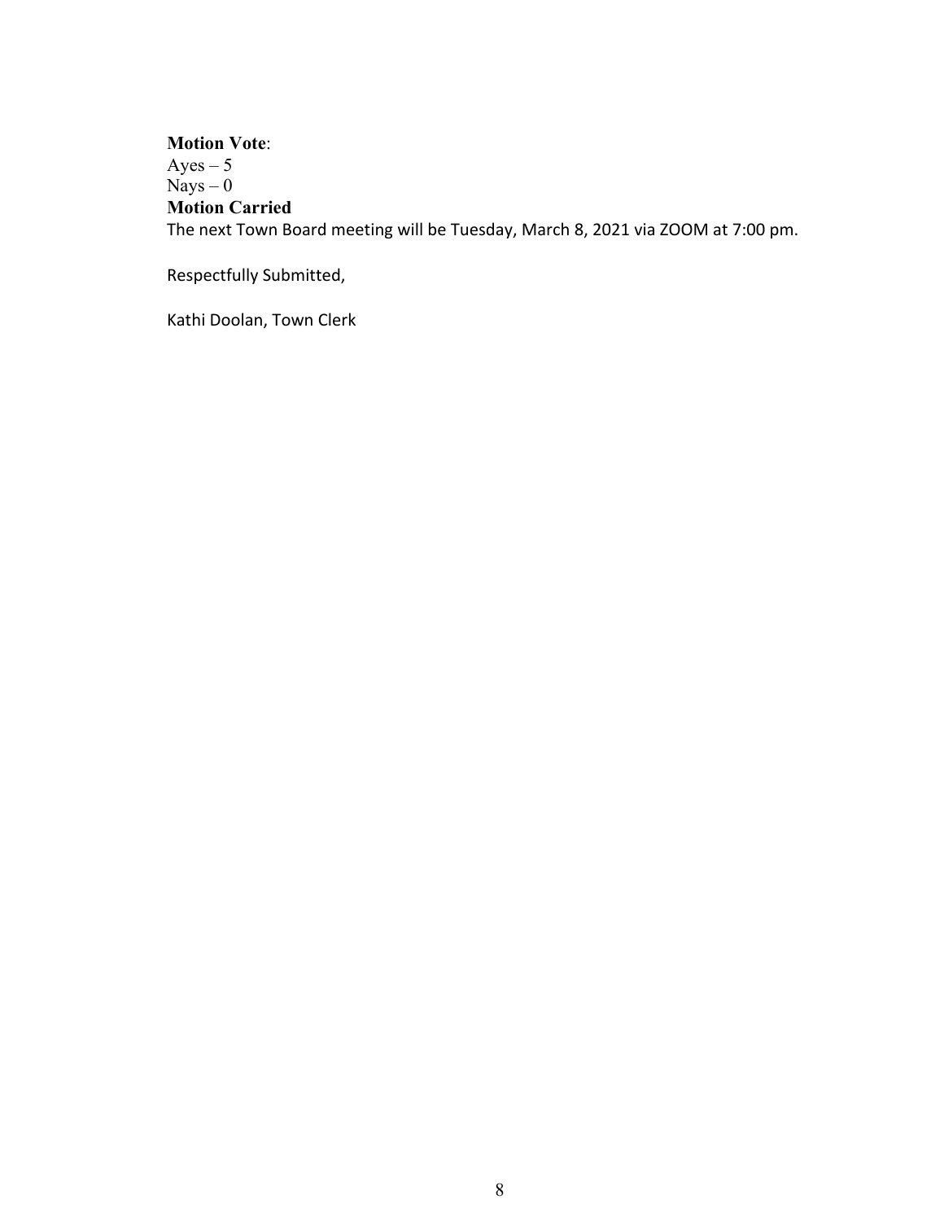**Motion Vote**:
Ayes – 5
Nays – 0
**Motion Carried**
The next Town Board meeting will be Tuesday, March 8, 2021 via ZOOM at 7:00 pm.

Respectfully Submitted,

Kathi Doolan, Town Clerk